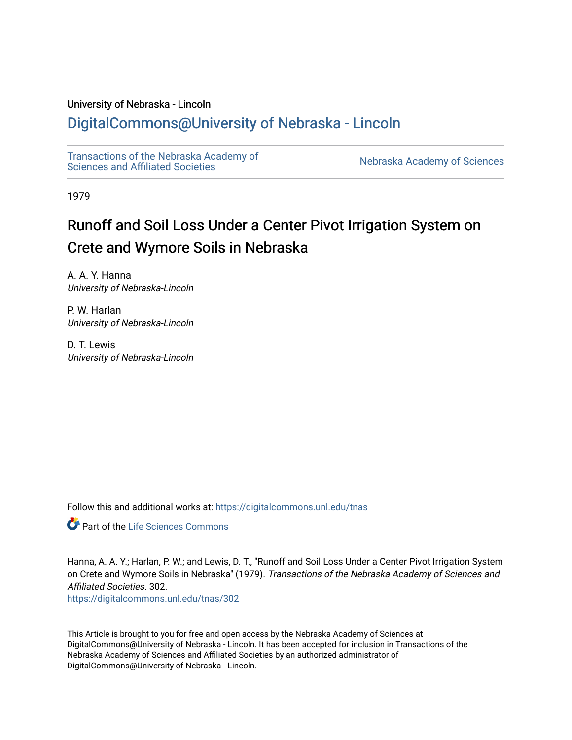University of Nebraska - Lincoln

## DigitalCommons@University of Nebraska - Lincoln

Transactions of the Nebraska Academy of Sciences and Affiliated Societies

Nebraska Academy of Sciences

1979

# Runoff and Soil Loss Under a Center Pivot Irrigation System on Crete and Wymore Soils in Nebraska

A. A. Y. Hanna
*University of Nebraska-Lincoln*

P. W. Harlan
*University of Nebraska-Lincoln*

D. T. Lewis
*University of Nebraska-Lincoln*

Follow this and additional works at: https://digitalcommons.unl.edu/tnas

Part of the Life Sciences Commons

Hanna, A. A. Y.; Harlan, P. W.; and Lewis, D. T., "Runoff and Soil Loss Under a Center Pivot Irrigation System on Crete and Wymore Soils in Nebraska" (1979). *Transactions of the Nebraska Academy of Sciences and Affiliated Societies*. 302.
https://digitalcommons.unl.edu/tnas/302

This Article is brought to you for free and open access by the Nebraska Academy of Sciences at DigitalCommons@University of Nebraska - Lincoln. It has been accepted for inclusion in Transactions of the Nebraska Academy of Sciences and Affiliated Societies by an authorized administrator of DigitalCommons@University of Nebraska - Lincoln.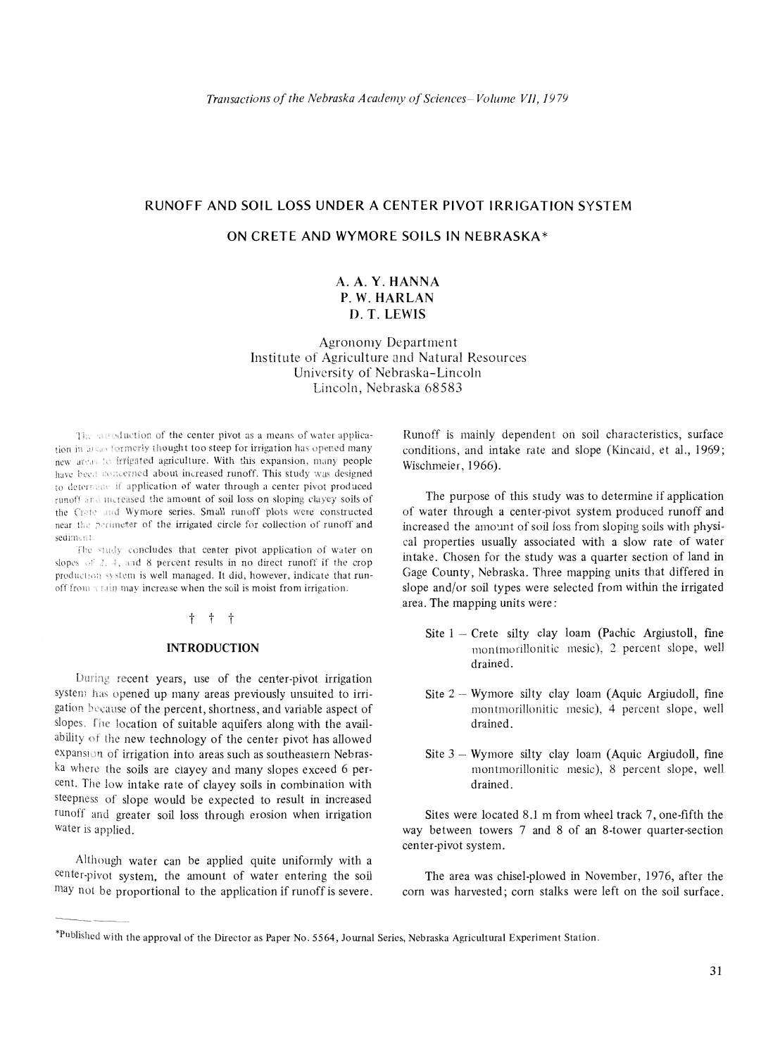## RUNOFF AND SOIL LOSS UNDER A CENTER PIVOT IRRIGATION SYSTEM

## ON CRETE AND WYMORE SOILS IN NEBRASKA*

### A. A. Y. HANNA
### P. W. HARLAN
### D. T. LEWIS

Agronomy Department
Institute of Agriculture and Natural Resources
University of Nebraska–Lincoln
Lincoln, Nebraska 68583

The introduction of the center pivot as a means of water application in areas formerly thought too steep for irrigation has opened many new areas to irrigated agriculture. With this expansion, many people have been concerned about increased runoff. This study was designed to determine if application of water through a center pivot produced runoff and increased the amount of soil loss on sloping clayey soils of the Crete and Wymore series. Small runoff plots were constructed near the perimeter of the irrigated circle for collection of runoff and sediment.

The study concludes that center pivot application of water on slopes of 2, 4, and 8 percent results in no direct runoff if the crop production system is well managed. It did, however, indicate that runoff from a rain may increase when the soil is moist from irrigation.

† † †

### INTRODUCTION

During recent years, use of the center-pivot irrigation system has opened up many areas previously unsuited to irrigation because of the percent, shortness, and variable aspect of slopes. The location of suitable aquifers along with the availability of the new technology of the center pivot has allowed expansion of irrigation into areas such as southeastern Nebraska where the soils are clayey and many slopes exceed 6 percent. The low intake rate of clayey soils in combination with steepness of slope would be expected to result in increased runoff and greater soil loss through erosion when irrigation water is applied.

Although water can be applied quite uniformly with a center-pivot system, the amount of water entering the soil may not be proportional to the application if runoff is severe. Runoff is mainly dependent on soil characteristics, surface conditions, and intake rate and slope (Kincaid, et al., 1969; Wischmeier, 1966).

The purpose of this study was to determine if application of water through a center-pivot system produced runoff and increased the amount of soil loss from sloping soils with physical properties usually associated with a slow rate of water intake. Chosen for the study was a quarter section of land in Gage County, Nebraska. Three mapping units that differed in slope and/or soil types were selected from within the irrigated area. The mapping units were:

- Site 1 – Crete silty clay loam (Pachic Argiustoll, fine montmorillonitic mesic), 2 percent slope, well drained.
- Site 2 – Wymore silty clay loam (Aquic Argiudoll, fine montmorillonitic mesic), 4 percent slope, well drained.
- Site 3 – Wymore silty clay loam (Aquic Argiudoll, fine montmorillonitic mesic), 8 percent slope, well drained.

Sites were located 8.1 m from wheel track 7, one-fifth the way between towers 7 and 8 of an 8-tower quarter-section center-pivot system.

The area was chisel-plowed in November, 1976, after the corn was harvested; corn stalks were left on the soil surface.

*Published with the approval of the Director as Paper No. 5564, Journal Series, Nebraska Agricultural Experiment Station.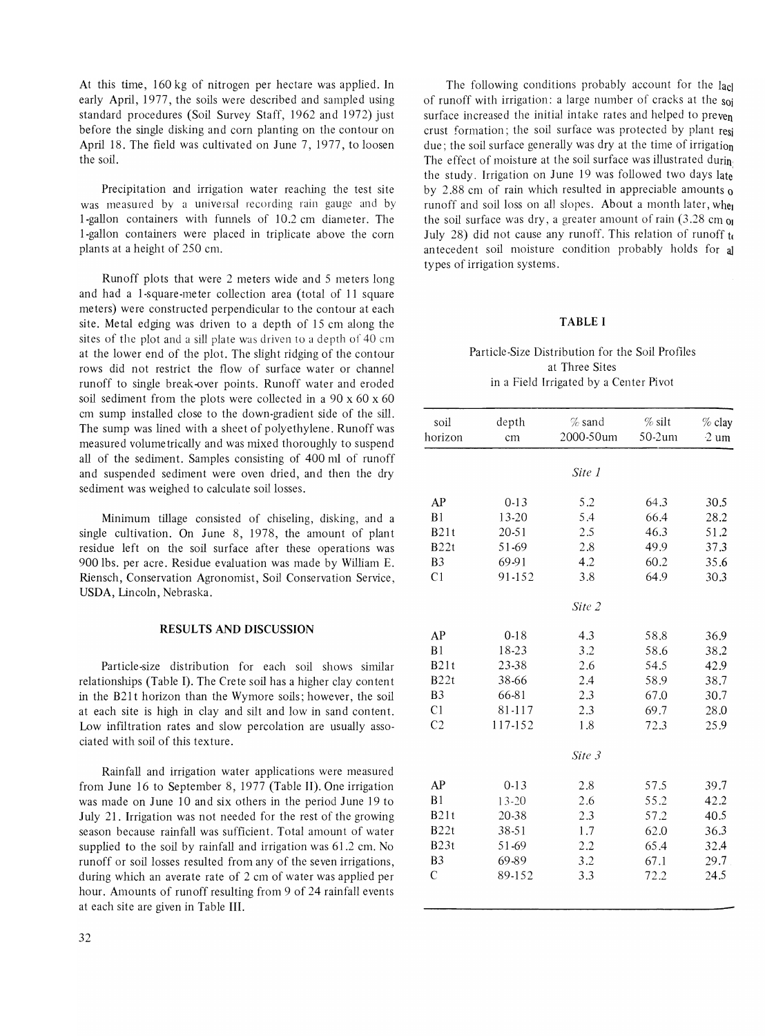At this time, 160 kg of nitrogen per hectare was applied. In early April, 1977, the soils were described and sampled using standard procedures (Soil Survey Staff, 1962 and 1972) just before the single disking and corn planting on the contour on April 18. The field was cultivated on June 7, 1977, to loosen the soil.

Precipitation and irrigation water reaching the test site was measured by a universal recording rain gauge and by 1-gallon containers with funnels of 10.2 cm diameter. The 1-gallon containers were placed in triplicate above the corn plants at a height of 250 cm.

Runoff plots that were 2 meters wide and 5 meters long and had a 1-square-meter collection area (total of 11 square meters) were constructed perpendicular to the contour at each site. Metal edging was driven to a depth of 15 cm along the sites of the plot and a sill plate was driven to a depth of 40 cm at the lower end of the plot. The slight ridging of the contour rows did not restrict the flow of surface water or channel runoff to single break-over points. Runoff water and eroded soil sediment from the plots were collected in a 90 x 60 x 60 cm sump installed close to the down-gradient side of the sill. The sump was lined with a sheet of polyethylene. Runoff was measured volumetrically and was mixed thoroughly to suspend all of the sediment. Samples consisting of 400 ml of runoff and suspended sediment were oven dried, and then the dry sediment was weighed to calculate soil losses.

Minimum tillage consisted of chiseling, disking, and a single cultivation. On June 8, 1978, the amount of plant residue left on the soil surface after these operations was 900 lbs. per acre. Residue evaluation was made by William E. Riensch, Conservation Agronomist, Soil Conservation Service, USDA, Lincoln, Nebraska.

## RESULTS AND DISCUSSION

Particle-size distribution for each soil shows similar relationships (Table I). The Crete soil has a higher clay content in the B21t horizon than the Wymore soils; however, the soil at each site is high in clay and silt and low in sand content. Low infiltration rates and slow percolation are usually associated with soil of this texture.

Rainfall and irrigation water applications were measured from June 16 to September 8, 1977 (Table II). One irrigation was made on June 10 and six others in the period June 19 to July 21. Irrigation was not needed for the rest of the growing season because rainfall was sufficient. Total amount of water supplied to the soil by rainfall and irrigation was 61.2 cm. No runoff or soil losses resulted from any of the seven irrigations, during which an averate rate of 2 cm of water was applied per hour. Amounts of runoff resulting from 9 of 24 rainfall events at each site are given in Table III.

The following conditions probably account for the lack of runoff with irrigation: a large number of cracks at the soil surface increased the initial intake rates and helped to prevent crust formation; the soil surface was protected by plant residue; the soil surface generally was dry at the time of irrigation. The effect of moisture at the soil surface was illustrated during the study. Irrigation on June 19 was followed two days later by 2.88 cm of rain which resulted in appreciable amounts of runoff and soil loss on all slopes. About a month later, when the soil surface was dry, a greater amount of rain (3.28 cm on July 28) did not cause any runoff. This relation of runoff to antecedent soil moisture condition probably holds for all types of irrigation systems.

### TABLE I

Particle-Size Distribution for the Soil Profiles at Three Sites in a Field Irrigated by a Center Pivot

| soil horizon | depth cm | % sand 2000-50um | % silt 50-2um | % clay 2 um |
|---|---|---|---|---|
| | | *Site 1* | | |
| AP | 0-13 | 5.2 | 64.3 | 30.5 |
| B1 | 13-20 | 5.4 | 66.4 | 28.2 |
| B21t | 20-51 | 2.5 | 46.3 | 51.2 |
| B22t | 51-69 | 2.8 | 49.9 | 37.3 |
| B3 | 69-91 | 4.2 | 60.2 | 35.6 |
| C1 | 91-152 | 3.8 | 64.9 | 30.3 |
| | | *Site 2* | | |
| AP | 0-18 | 4.3 | 58.8 | 36.9 |
| B1 | 18-23 | 3.2 | 58.6 | 38.2 |
| B21t | 23-38 | 2.6 | 54.5 | 42.9 |
| B22t | 38-66 | 2.4 | 58.9 | 38.7 |
| B3 | 66-81 | 2.3 | 67.0 | 30.7 |
| C1 | 81-117 | 2.3 | 69.7 | 28.0 |
| C2 | 117-152 | 1.8 | 72.3 | 25.9 |
| | | *Site 3* | | |
| AP | 0-13 | 2.8 | 57.5 | 39.7 |
| B1 | 13-20 | 2.6 | 55.2 | 42.2 |
| B21t | 20-38 | 2.3 | 57.2 | 40.5 |
| B22t | 38-51 | 1.7 | 62.0 | 36.3 |
| B23t | 51-69 | 2.2 | 65.4 | 32.4 |
| B3 | 69-89 | 3.2 | 67.1 | 29.7 |
| C | 89-152 | 3.3 | 72.2 | 24.5 |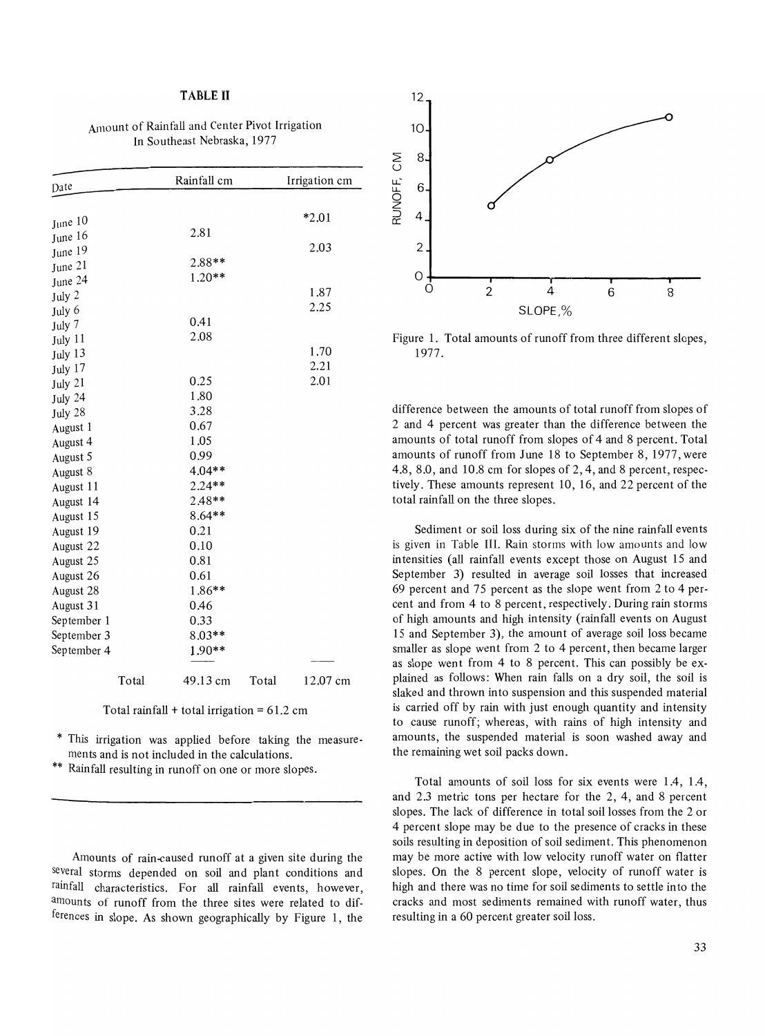**TABLE II**

Amount of Rainfall and Center Pivot Irrigation In Southeast Nebraska, 1977

| Date | Rainfall cm | Irrigation cm |
|---|---|---|
| June 10 | | *2.01 |
| June 16 | 2.81 | |
| June 19 | | 2.03 |
| June 21 | 2.88** | |
| June 24 | 1.20** | |
| July 2 | | 1.87 |
| July 6 | | 2.25 |
| July 7 | 0.41 | |
| July 11 | 2.08 | |
| July 13 | | 1.70 |
| July 17 | | 2.21 |
| July 21 | 0.25 | 2.01 |
| July 24 | 1.80 | |
| July 28 | 3.28 | |
| August 1 | 0.67 | |
| August 4 | 1.05 | |
| August 5 | 0.99 | |
| August 8 | 4.04** | |
| August 11 | 2.24** | |
| August 14 | 2.48** | |
| August 15 | 8.64** | |
| August 19 | 0.21 | |
| August 22 | 0.10 | |
| August 25 | 0.81 | |
| August 26 | 0.61 | |
| August 28 | 1.86** | |
| August 31 | 0.46 | |
| September 1 | 0.33 | |
| September 3 | 8.03** | |
| September 4 | 1.90** | |
| Total | 49.13 cm | Total 12.07 cm |

Total rainfall + total irrigation = 61.2 cm

\* This irrigation was applied before taking the measurements and is not included in the calculations.

\*\* Rainfall resulting in runoff on one or more slopes.

Amounts of rain-caused runoff at a given site during the several storms depended on soil and plant conditions and rainfall characteristics. For all rainfall events, however, amounts of runoff from the three sites were related to differences in slope. As shown geographically by Figure 1, the difference between the amounts of total runoff from slopes of 2 and 4 percent was greater than the difference between the amounts of total runoff from slopes of 4 and 8 percent. Total amounts of runoff from June 18 to September 8, 1977, were 4.8, 8.0, and 10.8 cm for slopes of 2, 4, and 8 percent, respectively. These amounts represent 10, 16, and 22 percent of the total rainfall on the three slopes.

Figure 1. Total amounts of runoff from three different slopes, 1977.

Sediment or soil loss during six of the nine rainfall events is given in Table III. Rain storms with low amounts and low intensities (all rainfall events except those on August 15 and September 3) resulted in average soil losses that increased 69 percent and 75 percent as the slope went from 2 to 4 percent and from 4 to 8 percent, respectively. During rain storms of high amounts and high intensity (rainfall events on August 15 and September 3), the amount of average soil loss became smaller as slope went from 2 to 4 percent, then became larger as slope went from 4 to 8 percent. This can possibly be explained as follows: When rain falls on a dry soil, the soil is slaked and thrown into suspension and this suspended material is carried off by rain with just enough quantity and intensity to cause runoff; whereas, with rains of high intensity and amounts, the suspended material is soon washed away and the remaining wet soil packs down.

Total amounts of soil loss for six events were 1.4, 1.4, and 2.3 metric tons per hectare for the 2, 4, and 8 percent slopes. The lack of difference in total soil losses from the 2 or 4 percent slope may be due to the presence of cracks in these soils resulting in deposition of soil sediment. This phenomenon may be more active with low velocity runoff water on flatter slopes. On the 8 percent slope, velocity of runoff water is high and there was no time for soil sediments to settle into the cracks and most sediments remained with runoff water, thus resulting in a 60 percent greater soil loss.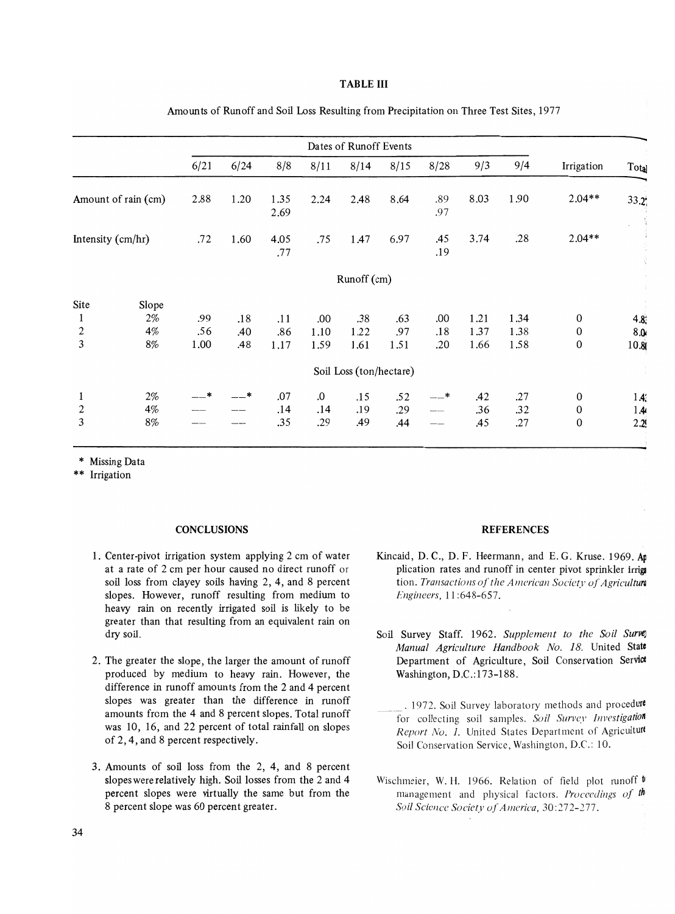**TABLE III**

Amounts of Runoff and Soil Loss Resulting from Precipitation on Three Test Sites, 1977

| | | Dates of Runoff Events | | | | | | | | | | |
|---|---|---|---|---|---|---|---|---|---|---|---|---|
| | | 6/21 | 6/24 | 8/8 | 8/11 | 8/14 | 8/15 | 8/28 | 9/3 | 9/4 | Irrigation | Total |
| Amount of rain (cm) | | 2.88 | 1.20 | 1.35<br>2.69 | 2.24 | 2.48 | 8.64 | .89<br>.97 | 8.03 | 1.90 | 2.04** | 33.2 |
| Intensity (cm/hr) | | .72 | 1.60 | 4.05<br>.77 | .75 | 1.47 | 6.97 | .45<br>.19 | 3.74 | .28 | 2.04** | |
| | | Runoff (cm) | | | | | | | | | | |
| Site | Slope | | | | | | | | | | | |
| 1 | 2% | .99 | .18 | .11 | .00 | .38 | .63 | .00 | 1.21 | 1.34 | 0 | 4.8 |
| 2 | 4% | .56 | .40 | .86 | 1.10 | 1.22 | .97 | .18 | 1.37 | 1.38 | 0 | 8.0 |
| 3 | 8% | 1.00 | .48 | 1.17 | 1.59 | 1.61 | 1.51 | .20 | 1.66 | 1.58 | 0 | 10.8 |
| | | Soil Loss (ton/hectare) | | | | | | | | | | |
| 1 | 2% | —* | —* | .07 | .0 | .15 | .52 | —* | .42 | .27 | 0 | 1.4 |
| 2 | 4% | — | — | .14 | .14 | .19 | .29 | — | .36 | .32 | 0 | 1.4 |
| 3 | 8% | — | — | .35 | .29 | .49 | .44 | — | .45 | .27 | 0 | 2.2 |

\* Missing Data
** Irrigation

## CONCLUSIONS

1. Center-pivot irrigation system applying 2 cm of water at a rate of 2 cm per hour caused no direct runoff or soil loss from clayey soils having 2, 4, and 8 percent slopes. However, runoff resulting from medium to heavy rain on recently irrigated soil is likely to be greater than that resulting from an equivalent rain on dry soil.

2. The greater the slope, the larger the amount of runoff produced by medium to heavy rain. However, the difference in runoff amounts from the 2 and 4 percent slopes was greater than the difference in runoff amounts from the 4 and 8 percent slopes. Total runoff was 10, 16, and 22 percent of total rainfall on slopes of 2, 4, and 8 percent respectively.

3. Amounts of soil loss from the 2, 4, and 8 percent slopes were relatively high. Soil losses from the 2 and 4 percent slopes were virtually the same but from the 8 percent slope was 60 percent greater.

## REFERENCES

Kincaid, D. C., D. F. Heermann, and E. G. Kruse. 1969. Application rates and runoff in center pivot sprinkler irrigation. *Transactions of the American Society of Agricultural Engineers*, 11:648-657.

Soil Survey Staff. 1962. *Supplement to the Soil Survey Manual Agriculture Handbook No. 18.* United State Department of Agriculture, Soil Conservation Service Washington, D.C.:173-188.

\_\_\_\_. 1972. Soil Survey laboratory methods and procedure for collecting soil samples. *Soil Survey Investigation Report No. 1.* United States Department of Agriculture Soil Conservation Service, Washington, D.C.: 10.

Wischmeier, W. H. 1966. Relation of field plot runoff to management and physical factors. *Proceedings of the Soil Science Society of America*, 30:272-277.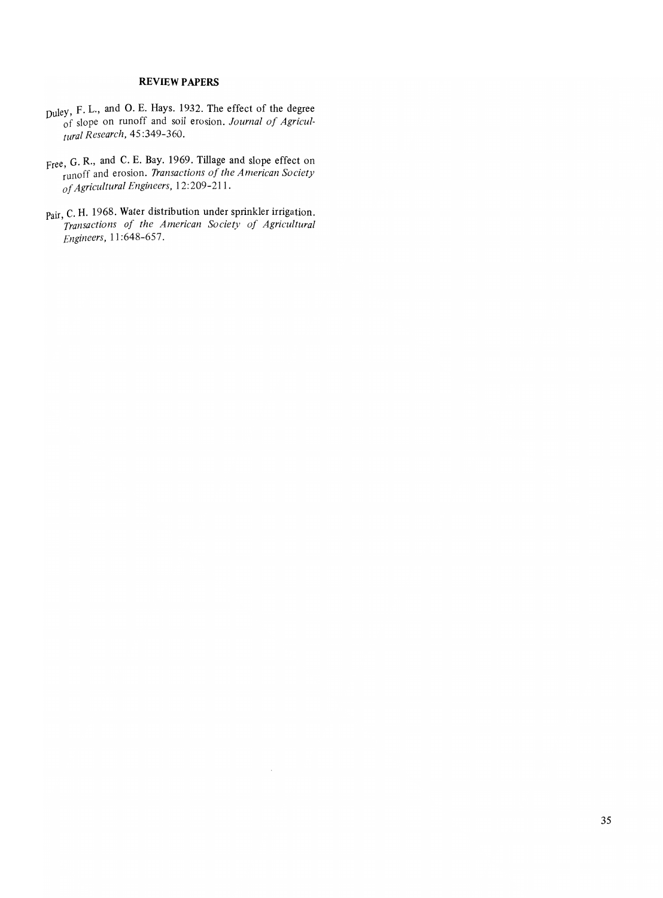## REVIEW PAPERS

Duley, F. L., and O. E. Hays. 1932. The effect of the degree of slope on runoff and soil erosion. *Journal of Agricultural Research*, 45:349-360.

Free, G. R., and C. E. Bay. 1969. Tillage and slope effect on runoff and erosion. *Transactions of the American Society of Agricultural Engineers*, 12:209-211.

Pair, C. H. 1968. Water distribution under sprinkler irrigation. *Transactions of the American Society of Agricultural Engineers*, 11:648-657.